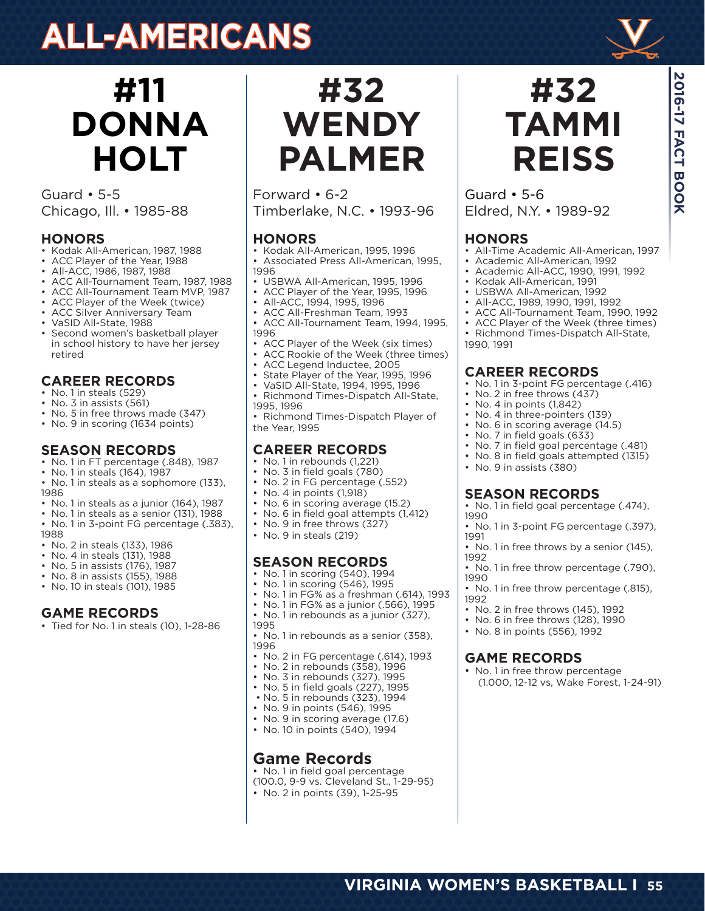// ALL-AMERICANS

## #11 DONNA HOLT

Guard • 5-5
Chicago, Ill. • 1985-88

### HONORS

- Kodak All-American, 1987, 1988
- ACC Player of the Year, 1988
- All-ACC, 1986, 1987, 1988
- ACC All-Tournament Team, 1987, 1988
- ACC All-Tournament Team MVP, 1987
- ACC Player of the Week (twice)
- ACC Silver Anniversary Team
- VaSID All-State, 1988
- Second women's basketball player in school history to have her jersey retired

### CAREER RECORDS

- No. 1 in steals (529)
- No. 3 in assists (561)
- No. 5 in free throws made (347)
- No. 9 in scoring (1634 points)

### SEASON RECORDS

- No. 1 in FT percentage (.848), 1987
- No. 1 in steals (164), 1987
- No. 1 in steals as a sophomore (133), 1986
- No. 1 in steals as a junior (164), 1987
- No. 1 in steals as a senior (131), 1988
- No. 1 in 3-point FG percentage (.383), 1988
- No. 2 in steals (133), 1986
- No. 4 in steals (131), 1988
- No. 5 in assists (176), 1987
- No. 8 in assists (155), 1988
- No. 10 in steals (101), 1985

### GAME RECORDS

- Tied for No. 1 in steals (10), 1-28-86

## #32 WENDY PALMER

Forward • 6-2
Timberlake, N.C. • 1993-96

### HONORS

- Kodak All-American, 1995, 1996
- Associated Press All-American, 1995, 1996
- USBWA All-American, 1995, 1996
- ACC Player of the Year, 1995, 1996
- All-ACC, 1994, 1995, 1996
- ACC All-Freshman Team, 1993
- ACC All-Tournament Team, 1994, 1995, 1996
- ACC Player of the Week (six times)
- ACC Rookie of the Week (three times)
- ACC Legend Inductee, 2005
- State Player of the Year, 1995, 1996
- VaSID All-State, 1994, 1995, 1996
- Richmond Times-Dispatch All-State, 1995, 1996
- Richmond Times-Dispatch Player of the Year, 1995

### CAREER RECORDS

- No. 1 in rebounds (1,221)
- No. 3 in field goals (780)
- No. 2 in FG percentage (.552)
- No. 4 in points (1,918)
- No. 6 in scoring average (15.2)
- No. 6 in field goal attempts (1,412)
- No. 9 in free throws (327)
- No. 9 in steals (219)

### SEASON RECORDS

- No. 1 in scoring (540), 1994
- No. 1 in scoring (546), 1995
- No. 1 in FG% as a freshman (.614), 1993
- No. 1 in FG% as a junior (.566), 1995
- No. 1 in rebounds as a junior (327), 1995
- No. 1 in rebounds as a senior (358), 1996
- No. 2 in FG percentage (.614), 1993
- No. 2 in rebounds (358), 1996
- No. 3 in rebounds (327), 1995
- No. 5 in field goals (227), 1995
- No. 5 in rebounds (323), 1994
- No. 9 in points (546), 1995
- No. 9 in scoring average (17.6)
- No. 10 in points (540), 1994

### Game Records

- No. 1 in field goal percentage (100.0, 9-9 vs. Cleveland St., 1-29-95)
- No. 2 in points (39), 1-25-95

## #32 TAMMI REISS

Guard • 5-6
Eldred, N.Y. • 1989-92

### HONORS

- All-Time Academic All-American, 1997
- Academic All-American, 1992
- Academic All-ACC, 1990, 1991, 1992
- Kodak All-American, 1991
- USBWA All-American, 1992
- All-ACC, 1989, 1990, 1991, 1992
- ACC All-Tournament Team, 1990, 1992
- ACC Player of the Week (three times)
- Richmond Times-Dispatch All-State, 1990, 1991

### CAREER RECORDS

- No. 1 in 3-point FG percentage (.416)
- No. 2 in free throws (437)
- No. 4 in points (1,842)
- No. 4 in three-pointers (139)
- No. 6 in scoring average (14.5)
- No. 7 in field goals (633)
- No. 7 in field goal percentage (.481)
- No. 8 in field goals attempted (1315)
- No. 9 in assists (380)

### SEASON RECORDS

- No. 1 in field goal percentage (.474), 1990
- No. 1 in 3-point FG percentage (.397), 1991
- No. 1 in free throws by a senior (145), 1992
- No. 1 in free throw percentage (.790), 1990
- No. 1 in free throw percentage (.815), 1992
- No. 2 in free throws (145), 1992
- No. 6 in free throws (128), 1990
- No. 8 in points (556), 1992

### GAME RECORDS

- No. 1 in free throw percentage (1.000, 12-12 vs, Wake Forest, 1-24-91)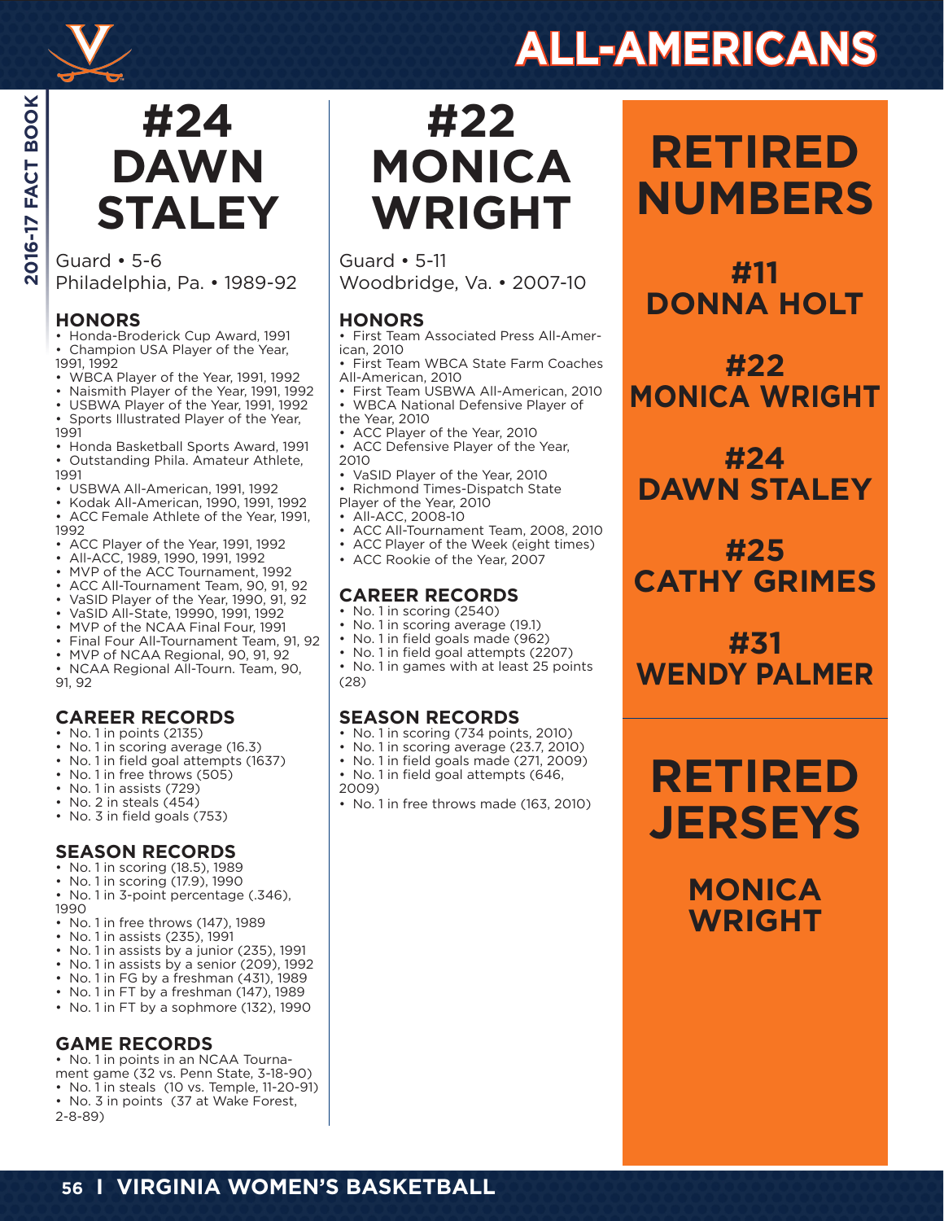# ALL-AMERICANS

## #24 DAWN STALEY

Guard • 5-6
Philadelphia, Pa. • 1989-92

### HONORS

- Honda-Broderick Cup Award, 1991
- Champion USA Player of the Year, 1991, 1992
- WBCA Player of the Year, 1991, 1992
- Naismith Player of the Year, 1991, 1992
- USBWA Player of the Year, 1991, 1992
- Sports Illustrated Player of the Year, 1991
- Honda Basketball Sports Award, 1991
- Outstanding Phila. Amateur Athlete, 1991
- USBWA All-American, 1991, 1992
- Kodak All-American, 1990, 1991, 1992
- ACC Female Athlete of the Year, 1991, 1992
- ACC Player of the Year, 1991, 1992
- All-ACC, 1989, 1990, 1991, 1992
- MVP of the ACC Tournament, 1992
- ACC All-Tournament Team, 90, 91, 92
- VaSID Player of the Year, 1990, 91, 92
- VaSID All-State, 19990, 1991, 1992
- MVP of the NCAA Final Four, 1991
- Final Four All-Tournament Team, 91, 92
- MVP of NCAA Regional, 90, 91, 92
- NCAA Regional All-Tourn. Team, 90, 91, 92

### CAREER RECORDS

- No. 1 in points (2135)
- No. 1 in scoring average (16.3)
- No. 1 in field goal attempts (1637)
- No. 1 in free throws (505)
- No. 1 in assists (729)
- No. 2 in steals (454)
- No. 3 in field goals (753)

### SEASON RECORDS

- No. 1 in scoring (18.5), 1989
- No. 1 in scoring (17.9), 1990
- No. 1 in 3-point percentage (.346), 1990
- No. 1 in free throws (147), 1989
- No. 1 in assists (235), 1991
- No. 1 in assists by a junior (235), 1991
- No. 1 in assists by a senior (209), 1992
- No. 1 in FG by a freshman (431), 1989
- No. 1 in FT by a freshman (147), 1989
- No. 1 in FT by a sophmore (132), 1990

### GAME RECORDS

- No. 1 in points in an NCAA Tournament game (32 vs. Penn State, 3-18-90)
- No. 1 in steals (10 vs. Temple, 11-20-91)
- No. 3 in points (37 at Wake Forest, 2-8-89)

## #22 MONICA WRIGHT

Guard • 5-11
Woodbridge, Va. • 2007-10

### HONORS

- First Team Associated Press All-American, 2010
- First Team WBCA State Farm Coaches All-American, 2010
- First Team USBWA All-American, 2010
- WBCA National Defensive Player of the Year, 2010
- ACC Player of the Year, 2010
- ACC Defensive Player of the Year, 2010
- VaSID Player of the Year, 2010
- Richmond Times-Dispatch State Player of the Year, 2010
- All-ACC, 2008-10
- ACC All-Tournament Team, 2008, 2010
- ACC Player of the Week (eight times)
- ACC Rookie of the Year, 2007

### CAREER RECORDS

- No. 1 in scoring (2540)
- No. 1 in scoring average (19.1)
- No. 1 in field goals made (962)
- No. 1 in field goal attempts (2207)
- No. 1 in games with at least 25 points (28)

### SEASON RECORDS

- No. 1 in scoring (734 points, 2010)
- No. 1 in scoring average (23.7, 2010)
- No. 1 in field goals made (271, 2009)
- No. 1 in field goal attempts (646, 2009)
- No. 1 in free throws made (163, 2010)

## RETIRED NUMBERS

**#11 DONNA HOLT**

**#22 MONICA WRIGHT**

**#24 DAWN STALEY**

**#25 CATHY GRIMES**

**#31 WENDY PALMER**

## RETIRED JERSEYS

**MONICA WRIGHT**